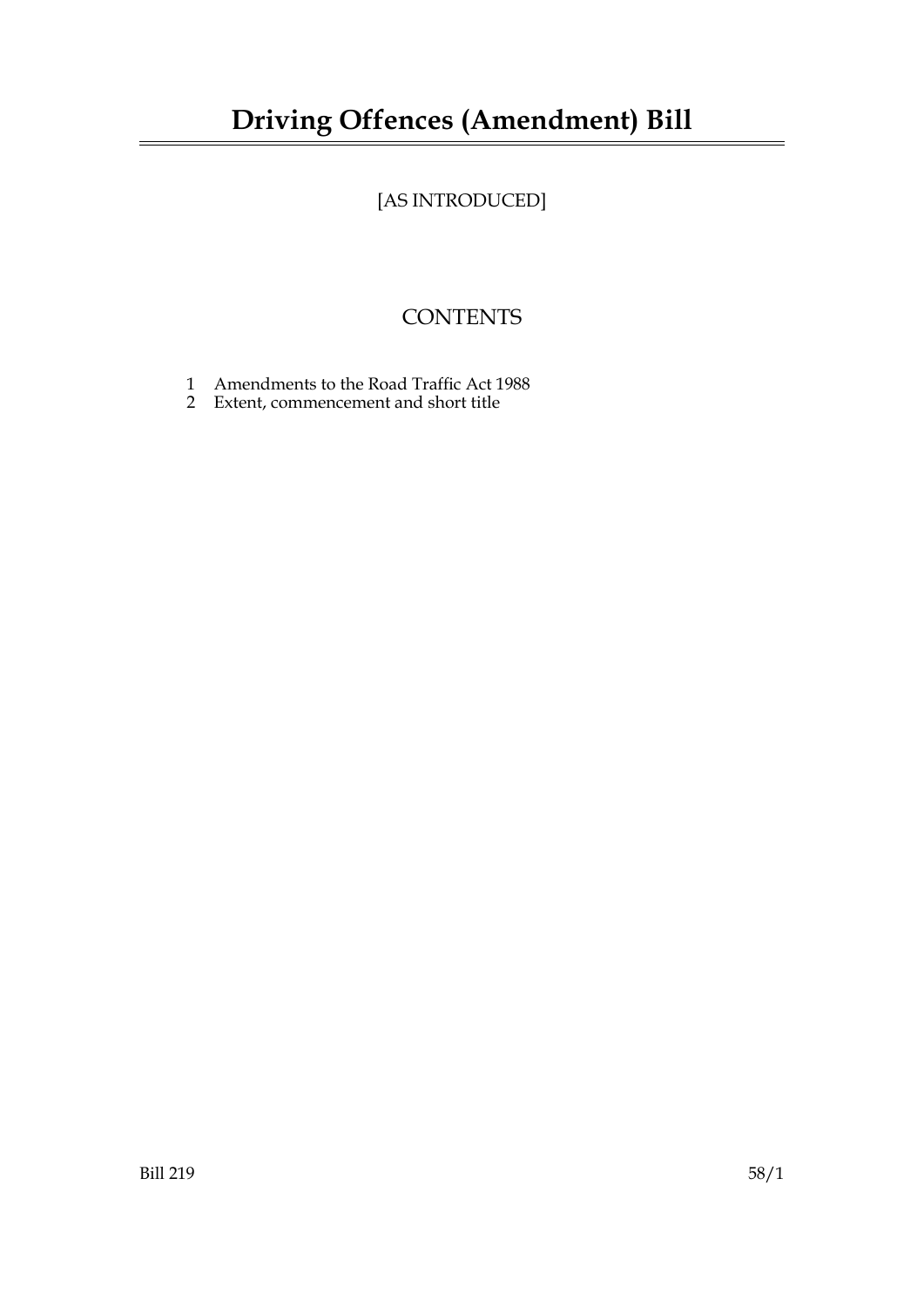# Driving Offences (Amendment) Bill

[AS INTRODUCED]

## CONTENTS

1 Amendments to the Road Traffic Act 1988
2 Extent, commencement and short title

Bill 219 58/1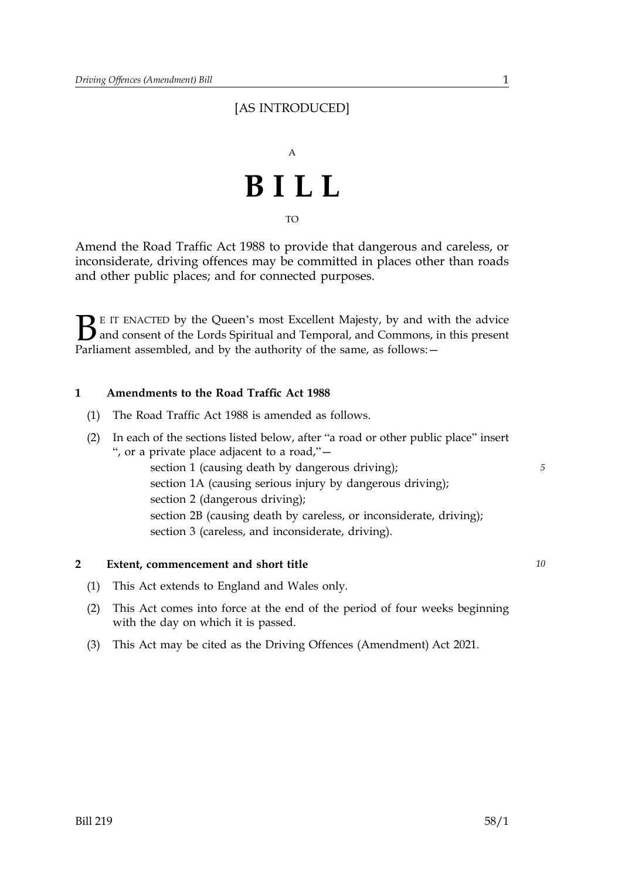[AS INTRODUCED]

A

# BILL

TO

Amend the Road Traffic Act 1988 to provide that dangerous and careless, or inconsiderate, driving offences may be committed in places other than roads and other public places; and for connected purposes.

BE IT ENACTED by the Queen's most Excellent Majesty, by and with the advice and consent of the Lords Spiritual and Temporal, and Commons, in this present Parliament assembled, and by the authority of the same, as follows:—

## 1 Amendments to the Road Traffic Act 1988

(1) The Road Traffic Act 1988 is amended as follows.

(2) In each of the sections listed below, after "a road or other public place" insert ", or a private place adjacent to a road,"—

section 1 (causing death by dangerous driving);
section 1A (causing serious injury by dangerous driving);
section 2 (dangerous driving);
section 2B (causing death by careless, or inconsiderate, driving);
section 3 (careless, and inconsiderate, driving).

## 2 Extent, commencement and short title

(1) This Act extends to England and Wales only.

(2) This Act comes into force at the end of the period of four weeks beginning with the day on which it is passed.

(3) This Act may be cited as the Driving Offences (Amendment) Act 2021.

Bill 219 58/1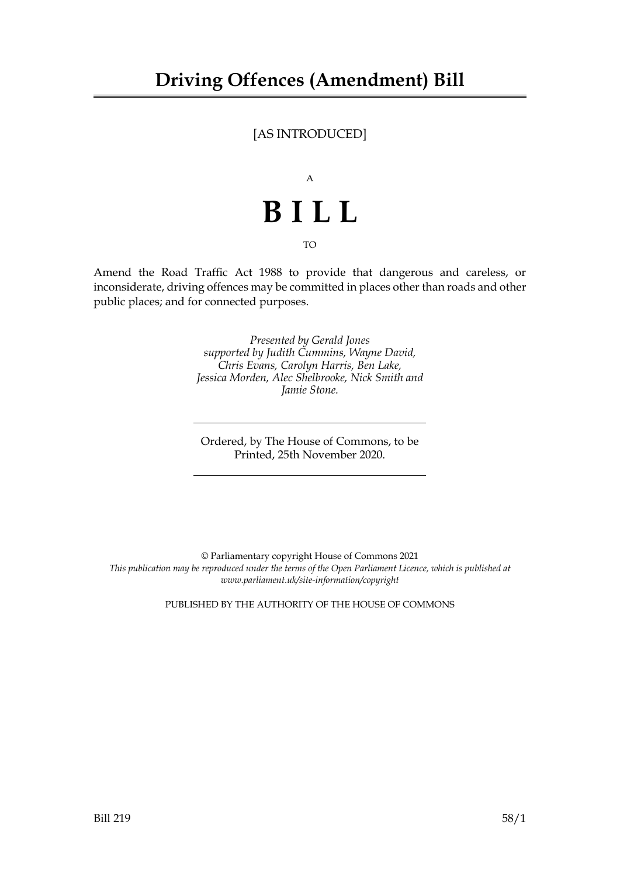# Driving Offences (Amendment) Bill

[AS INTRODUCED]

A

# B I L L

TO

Amend the Road Traffic Act 1988 to provide that dangerous and careless, or inconsiderate, driving offences may be committed in places other than roads and other public places; and for connected purposes.

*Presented by Gerald Jones supported by Judith Cummins, Wayne David, Chris Evans, Carolyn Harris, Ben Lake, Jessica Morden, Alec Shelbrooke, Nick Smith and Jamie Stone.*

Ordered, by The House of Commons, to be Printed, 25th November 2020.

© Parliamentary copyright House of Commons 2021

*This publication may be reproduced under the terms of the Open Parliament Licence, which is published at www.parliament.uk/site-information/copyright*

PUBLISHED BY THE AUTHORITY OF THE HOUSE OF COMMONS

Bill 219 58/1